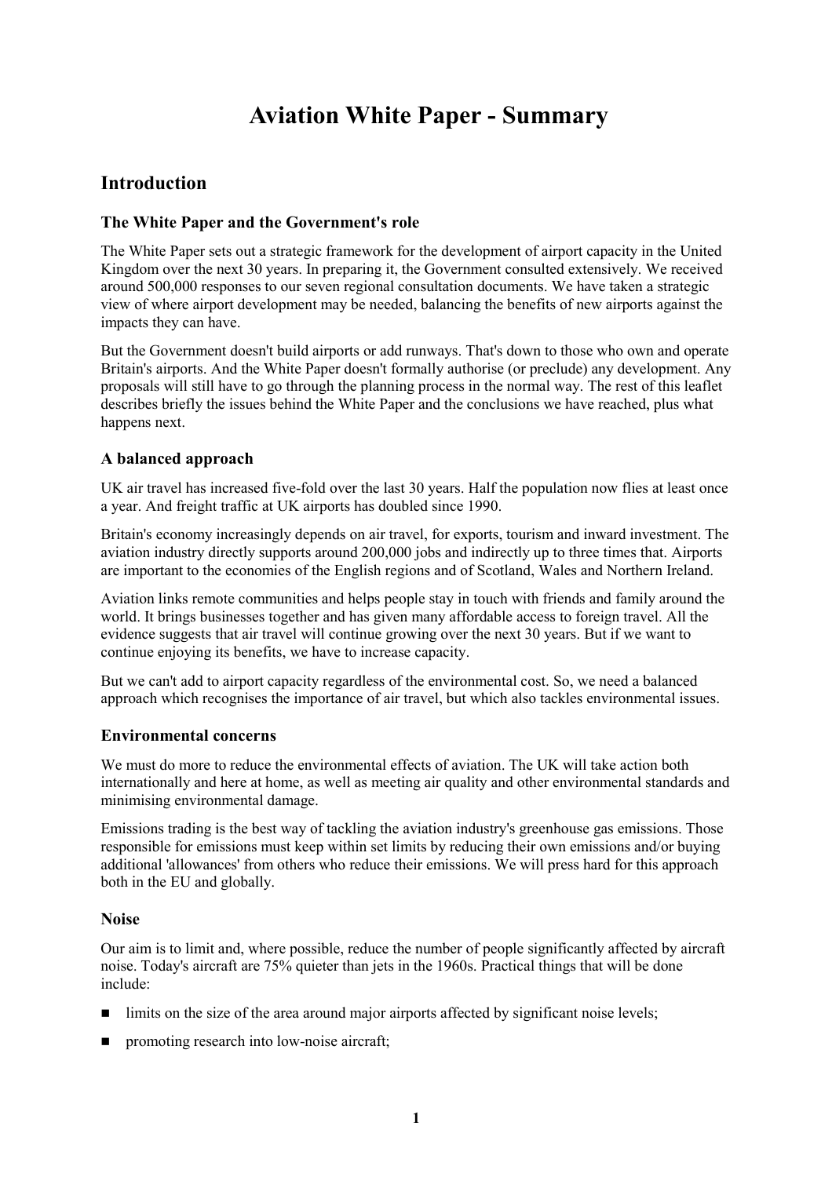# Aviation White Paper - Summary

## Introduction

### The White Paper and the Government's role

The White Paper sets out a strategic framework for the development of airport capacity in the United Kingdom over the next 30 years. In preparing it, the Government consulted extensively. We received around 500,000 responses to our seven regional consultation documents. We have taken a strategic view of where airport development may be needed, balancing the benefits of new airports against the impacts they can have.

But the Government doesn't build airports or add runways. That's down to those who own and operate Britain's airports. And the White Paper doesn't formally authorise (or preclude) any development. Any proposals will still have to go through the planning process in the normal way. The rest of this leaflet describes briefly the issues behind the White Paper and the conclusions we have reached, plus what happens next.

### A balanced approach

UK air travel has increased five-fold over the last 30 years. Half the population now flies at least once a year. And freight traffic at UK airports has doubled since 1990.

Britain's economy increasingly depends on air travel, for exports, tourism and inward investment. The aviation industry directly supports around 200,000 jobs and indirectly up to three times that. Airports are important to the economies of the English regions and of Scotland, Wales and Northern Ireland.

Aviation links remote communities and helps people stay in touch with friends and family around the world. It brings businesses together and has given many affordable access to foreign travel. All the evidence suggests that air travel will continue growing over the next 30 years. But if we want to continue enjoying its benefits, we have to increase capacity.

But we can't add to airport capacity regardless of the environmental cost. So, we need a balanced approach which recognises the importance of air travel, but which also tackles environmental issues.

### Environmental concerns

We must do more to reduce the environmental effects of aviation. The UK will take action both internationally and here at home, as well as meeting air quality and other environmental standards and minimising environmental damage.

Emissions trading is the best way of tackling the aviation industry's greenhouse gas emissions. Those responsible for emissions must keep within set limits by reducing their own emissions and/or buying additional 'allowances' from others who reduce their emissions. We will press hard for this approach both in the EU and globally.

### Noise

Our aim is to limit and, where possible, reduce the number of people significantly affected by aircraft noise. Today's aircraft are 75% quieter than jets in the 1960s. Practical things that will be done include:

- limits on the size of the area around major airports affected by significant noise levels;
- promoting research into low-noise aircraft;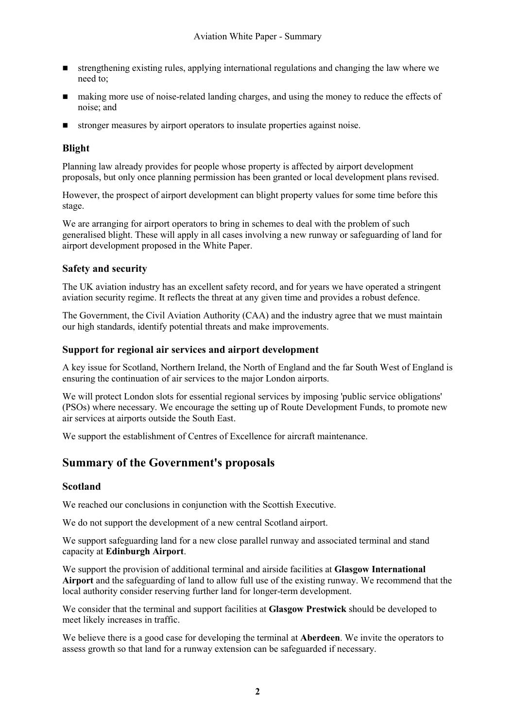- strengthening existing rules, applying international regulations and changing the law where we need to;
- making more use of noise-related landing charges, and using the money to reduce the effects of noise; and
- stronger measures by airport operators to insulate properties against noise.

### Blight

Planning law already provides for people whose property is affected by airport development proposals, but only once planning permission has been granted or local development plans revised.

However, the prospect of airport development can blight property values for some time before this stage.

We are arranging for airport operators to bring in schemes to deal with the problem of such generalised blight. These will apply in all cases involving a new runway or safeguarding of land for airport development proposed in the White Paper.

### Safety and security

The UK aviation industry has an excellent safety record, and for years we have operated a stringent aviation security regime. It reflects the threat at any given time and provides a robust defence.

The Government, the Civil Aviation Authority (CAA) and the industry agree that we must maintain our high standards, identify potential threats and make improvements.

### Support for regional air services and airport development

A key issue for Scotland, Northern Ireland, the North of England and the far South West of England is ensuring the continuation of air services to the major London airports.

We will protect London slots for essential regional services by imposing 'public service obligations' (PSOs) where necessary. We encourage the setting up of Route Development Funds, to promote new air services at airports outside the South East.

We support the establishment of Centres of Excellence for aircraft maintenance.

## Summary of the Government's proposals

### Scotland

We reached our conclusions in conjunction with the Scottish Executive.

We do not support the development of a new central Scotland airport.

We support safeguarding land for a new close parallel runway and associated terminal and stand capacity at **Edinburgh Airport**.

We support the provision of additional terminal and airside facilities at **Glasgow International Airport** and the safeguarding of land to allow full use of the existing runway. We recommend that the local authority consider reserving further land for longer-term development.

We consider that the terminal and support facilities at **Glasgow Prestwick** should be developed to meet likely increases in traffic.

We believe there is a good case for developing the terminal at **Aberdeen**. We invite the operators to assess growth so that land for a runway extension can be safeguarded if necessary.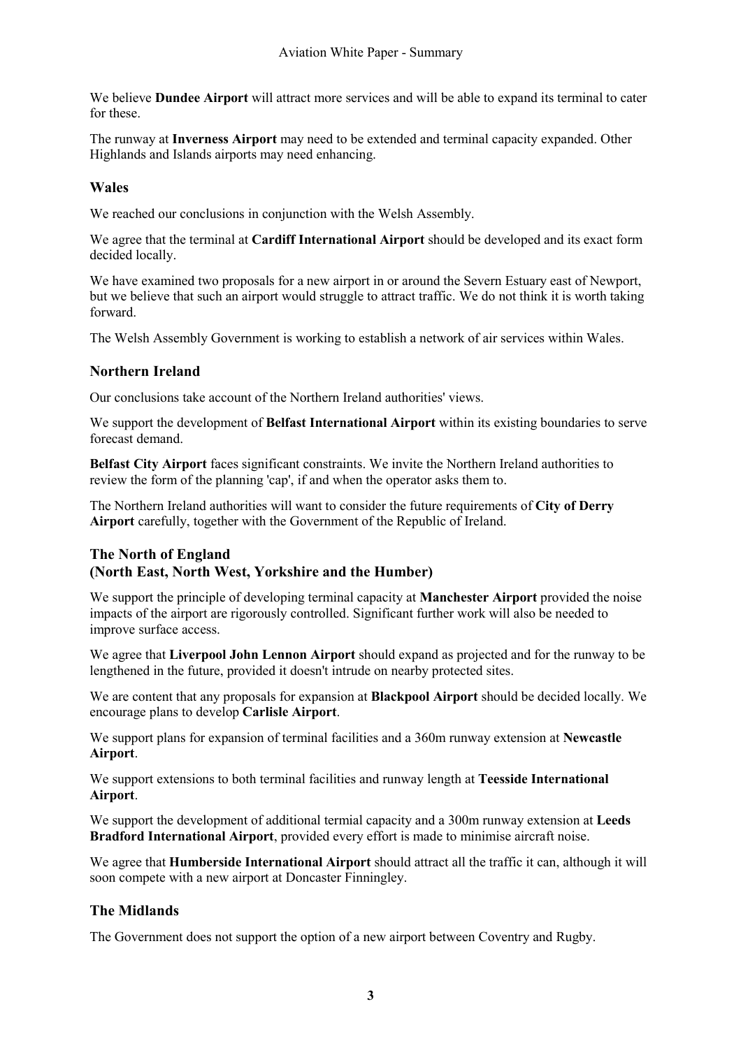We believe **Dundee Airport** will attract more services and will be able to expand its terminal to cater for these.

The runway at **Inverness Airport** may need to be extended and terminal capacity expanded. Other Highlands and Islands airports may need enhancing.

### Wales

We reached our conclusions in conjunction with the Welsh Assembly.

We agree that the terminal at **Cardiff International Airport** should be developed and its exact form decided locally.

We have examined two proposals for a new airport in or around the Severn Estuary east of Newport, but we believe that such an airport would struggle to attract traffic. We do not think it is worth taking forward.

The Welsh Assembly Government is working to establish a network of air services within Wales.

### Northern Ireland

Our conclusions take account of the Northern Ireland authorities' views.

We support the development of **Belfast International Airport** within its existing boundaries to serve forecast demand.

**Belfast City Airport** faces significant constraints. We invite the Northern Ireland authorities to review the form of the planning 'cap', if and when the operator asks them to.

The Northern Ireland authorities will want to consider the future requirements of **City of Derry Airport** carefully, together with the Government of the Republic of Ireland.

### The North of England (North East, North West, Yorkshire and the Humber)

We support the principle of developing terminal capacity at **Manchester Airport** provided the noise impacts of the airport are rigorously controlled. Significant further work will also be needed to improve surface access.

We agree that **Liverpool John Lennon Airport** should expand as projected and for the runway to be lengthened in the future, provided it doesn't intrude on nearby protected sites.

We are content that any proposals for expansion at **Blackpool Airport** should be decided locally. We encourage plans to develop **Carlisle Airport**.

We support plans for expansion of terminal facilities and a 360m runway extension at **Newcastle Airport**.

We support extensions to both terminal facilities and runway length at **Teesside International Airport**.

We support the development of additional termial capacity and a 300m runway extension at **Leeds Bradford International Airport**, provided every effort is made to minimise aircraft noise.

We agree that **Humberside International Airport** should attract all the traffic it can, although it will soon compete with a new airport at Doncaster Finningley.

### The Midlands

The Government does not support the option of a new airport between Coventry and Rugby.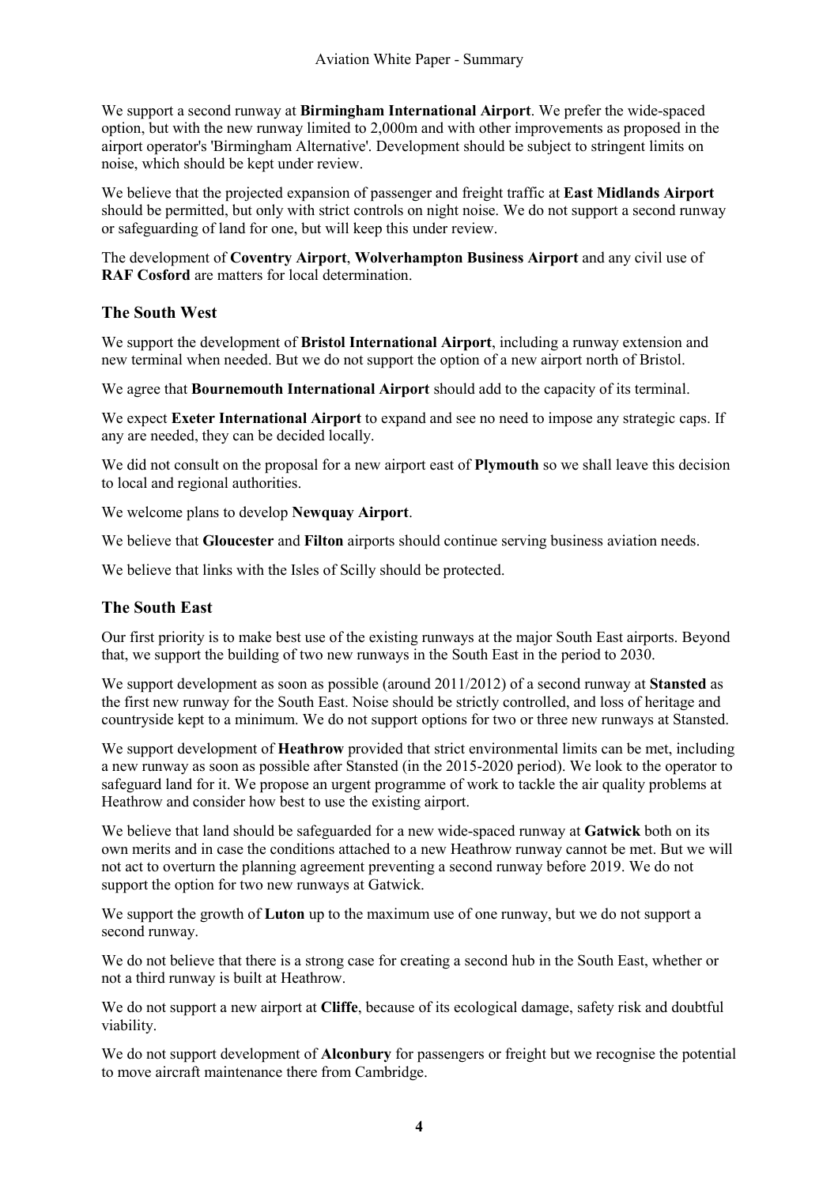We support a second runway at **Birmingham International Airport**. We prefer the wide-spaced option, but with the new runway limited to 2,000m and with other improvements as proposed in the airport operator's 'Birmingham Alternative'. Development should be subject to stringent limits on noise, which should be kept under review.

We believe that the projected expansion of passenger and freight traffic at **East Midlands Airport** should be permitted, but only with strict controls on night noise. We do not support a second runway or safeguarding of land for one, but will keep this under review.

The development of **Coventry Airport**, **Wolverhampton Business Airport** and any civil use of **RAF Cosford** are matters for local determination.

## The South West

We support the development of **Bristol International Airport**, including a runway extension and new terminal when needed. But we do not support the option of a new airport north of Bristol.

We agree that **Bournemouth International Airport** should add to the capacity of its terminal.

We expect **Exeter International Airport** to expand and see no need to impose any strategic caps. If any are needed, they can be decided locally.

We did not consult on the proposal for a new airport east of **Plymouth** so we shall leave this decision to local and regional authorities.

We welcome plans to develop **Newquay Airport**.

We believe that **Gloucester** and **Filton** airports should continue serving business aviation needs.

We believe that links with the Isles of Scilly should be protected.

## The South East

Our first priority is to make best use of the existing runways at the major South East airports. Beyond that, we support the building of two new runways in the South East in the period to 2030.

We support development as soon as possible (around 2011/2012) of a second runway at **Stansted** as the first new runway for the South East. Noise should be strictly controlled, and loss of heritage and countryside kept to a minimum. We do not support options for two or three new runways at Stansted.

We support development of **Heathrow** provided that strict environmental limits can be met, including a new runway as soon as possible after Stansted (in the 2015-2020 period). We look to the operator to safeguard land for it. We propose an urgent programme of work to tackle the air quality problems at Heathrow and consider how best to use the existing airport.

We believe that land should be safeguarded for a new wide-spaced runway at **Gatwick** both on its own merits and in case the conditions attached to a new Heathrow runway cannot be met. But we will not act to overturn the planning agreement preventing a second runway before 2019. We do not support the option for two new runways at Gatwick.

We support the growth of **Luton** up to the maximum use of one runway, but we do not support a second runway.

We do not believe that there is a strong case for creating a second hub in the South East, whether or not a third runway is built at Heathrow.

We do not support a new airport at **Cliffe**, because of its ecological damage, safety risk and doubtful viability.

We do not support development of **Alconbury** for passengers or freight but we recognise the potential to move aircraft maintenance there from Cambridge.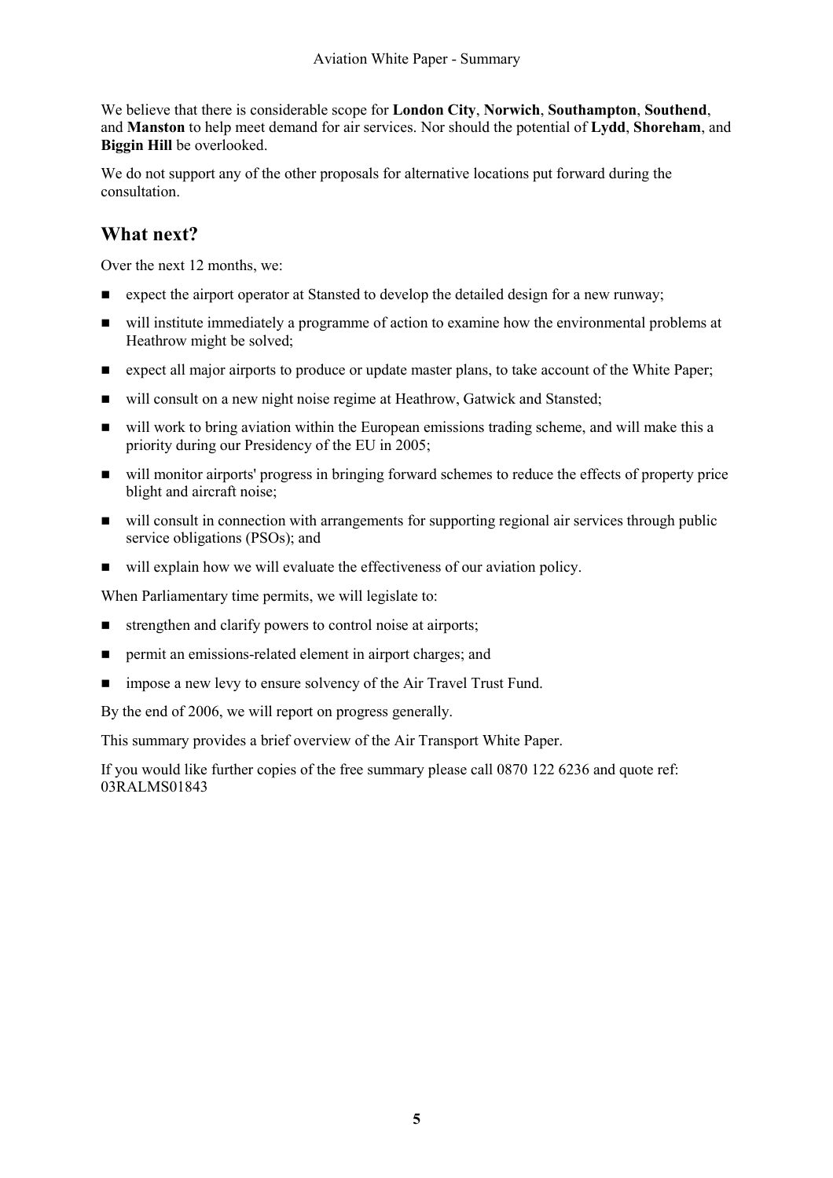We believe that there is considerable scope for **London City**, **Norwich**, **Southampton**, **Southend**, and **Manston** to help meet demand for air services. Nor should the potential of **Lydd**, **Shoreham**, and **Biggin Hill** be overlooked.

We do not support any of the other proposals for alternative locations put forward during the consultation.

## What next?

Over the next 12 months, we:

- expect the airport operator at Stansted to develop the detailed design for a new runway;
- will institute immediately a programme of action to examine how the environmental problems at Heathrow might be solved;
- expect all major airports to produce or update master plans, to take account of the White Paper;
- will consult on a new night noise regime at Heathrow, Gatwick and Stansted;
- will work to bring aviation within the European emissions trading scheme, and will make this a priority during our Presidency of the EU in 2005;
- will monitor airports' progress in bringing forward schemes to reduce the effects of property price blight and aircraft noise;
- will consult in connection with arrangements for supporting regional air services through public service obligations (PSOs); and
- will explain how we will evaluate the effectiveness of our aviation policy.

When Parliamentary time permits, we will legislate to:

- strengthen and clarify powers to control noise at airports;
- permit an emissions-related element in airport charges; and
- impose a new levy to ensure solvency of the Air Travel Trust Fund.

By the end of 2006, we will report on progress generally.

This summary provides a brief overview of the Air Transport White Paper.

If you would like further copies of the free summary please call 0870 122 6236 and quote ref: 03RALMS01843